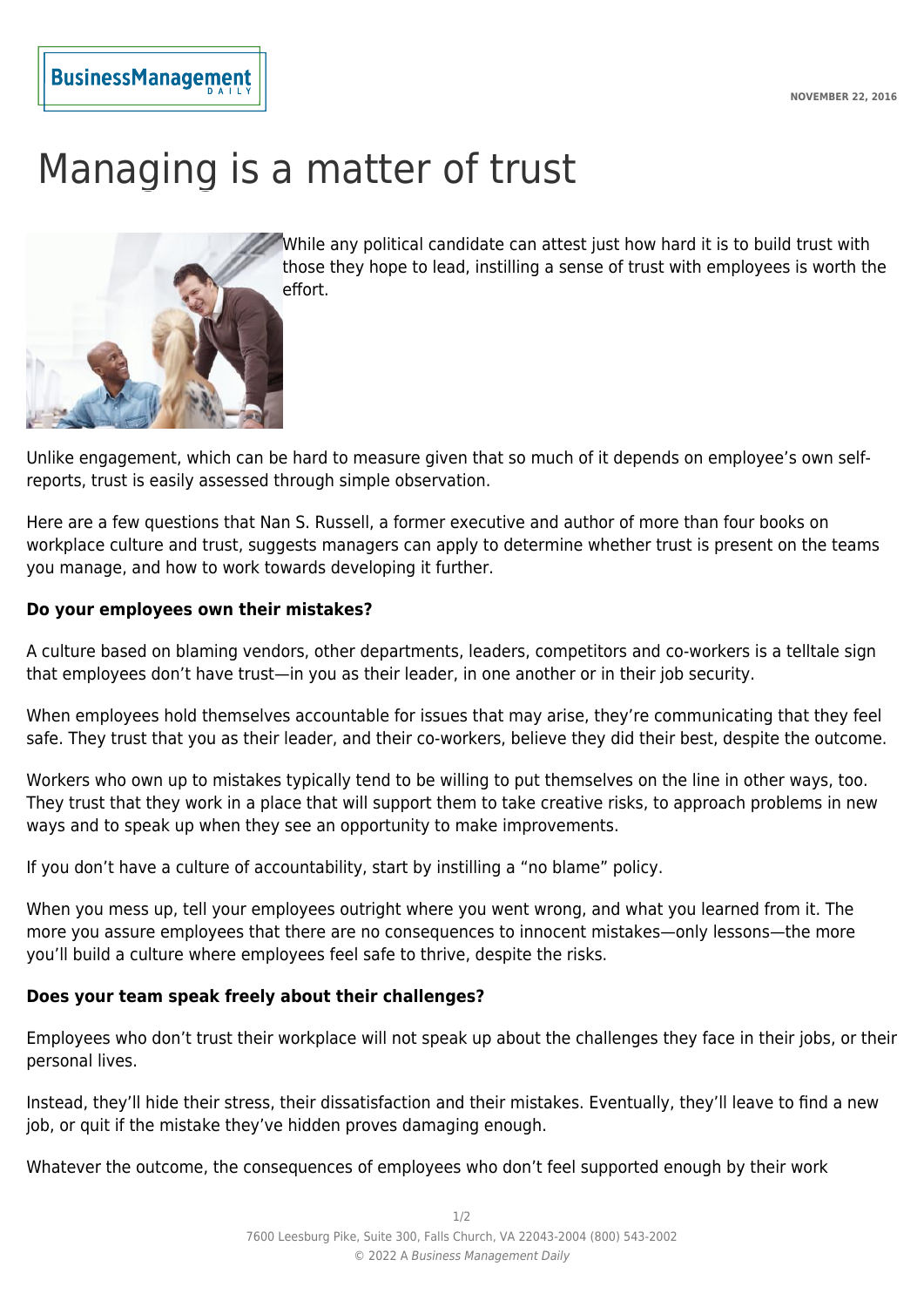NOVEMBER 22, 2016

# Managing is a matter of trust

While any political candidate can attest just how hard it is to build trust with those they hope to lead, instilling a sense of trust with employees is worth the effort.

Unlike engagement, which can be hard to measure given that so much of it depends on employee's own self-reports, trust is easily assessed through simple observation.

Here are a few questions that Nan S. Russell, a former executive and author of more than four books on workplace culture and trust, suggests managers can apply to determine whether trust is present on the teams you manage, and how to work towards developing it further.

**Do your employees own their mistakes?**

A culture based on blaming vendors, other departments, leaders, competitors and co-workers is a telltale sign that employees don't have trust—in you as their leader, in one another or in their job security.

When employees hold themselves accountable for issues that may arise, they're communicating that they feel safe. They trust that you as their leader, and their co-workers, believe they did their best, despite the outcome.

Workers who own up to mistakes typically tend to be willing to put themselves on the line in other ways, too. They trust that they work in a place that will support them to take creative risks, to approach problems in new ways and to speak up when they see an opportunity to make improvements.

If you don't have a culture of accountability, start by instilling a "no blame" policy.

When you mess up, tell your employees outright where you went wrong, and what you learned from it. The more you assure employees that there are no consequences to innocent mistakes—only lessons—the more you'll build a culture where employees feel safe to thrive, despite the risks.

**Does your team speak freely about their challenges?**

Employees who don't trust their workplace will not speak up about the challenges they face in their jobs, or their personal lives.

Instead, they'll hide their stress, their dissatisfaction and their mistakes. Eventually, they'll leave to find a new job, or quit if the mistake they've hidden proves damaging enough.

Whatever the outcome, the consequences of employees who don't feel supported enough by their work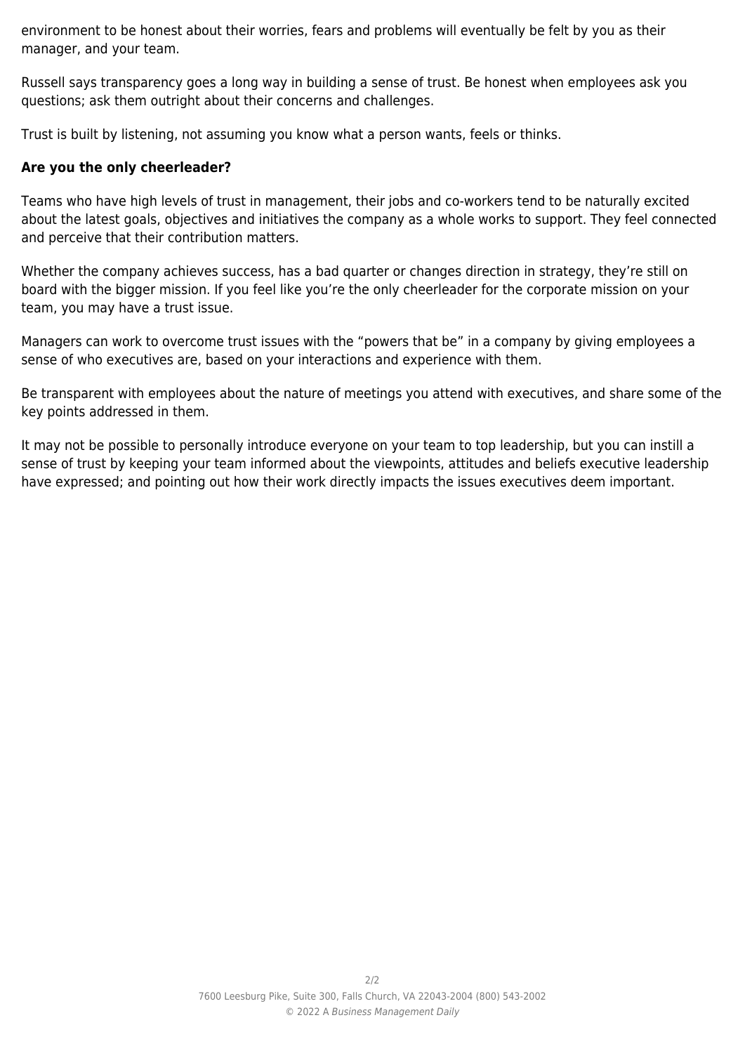environment to be honest about their worries, fears and problems will eventually be felt by you as their manager, and your team.

Russell says transparency goes a long way in building a sense of trust. Be honest when employees ask you questions; ask them outright about their concerns and challenges.

Trust is built by listening, not assuming you know what a person wants, feels or thinks.

**Are you the only cheerleader?**

Teams who have high levels of trust in management, their jobs and co-workers tend to be naturally excited about the latest goals, objectives and initiatives the company as a whole works to support. They feel connected and perceive that their contribution matters.

Whether the company achieves success, has a bad quarter or changes direction in strategy, they're still on board with the bigger mission. If you feel like you're the only cheerleader for the corporate mission on your team, you may have a trust issue.

Managers can work to overcome trust issues with the "powers that be" in a company by giving employees a sense of who executives are, based on your interactions and experience with them.

Be transparent with employees about the nature of meetings you attend with executives, and share some of the key points addressed in them.

It may not be possible to personally introduce everyone on your team to top leadership, but you can instill a sense of trust by keeping your team informed about the viewpoints, attitudes and beliefs executive leadership have expressed; and pointing out how their work directly impacts the issues executives deem important.

7600 Leesburg Pike, Suite 300, Falls Church, VA 22043-2004 (800) 543-2002
© 2022 A *Business Management Daily*